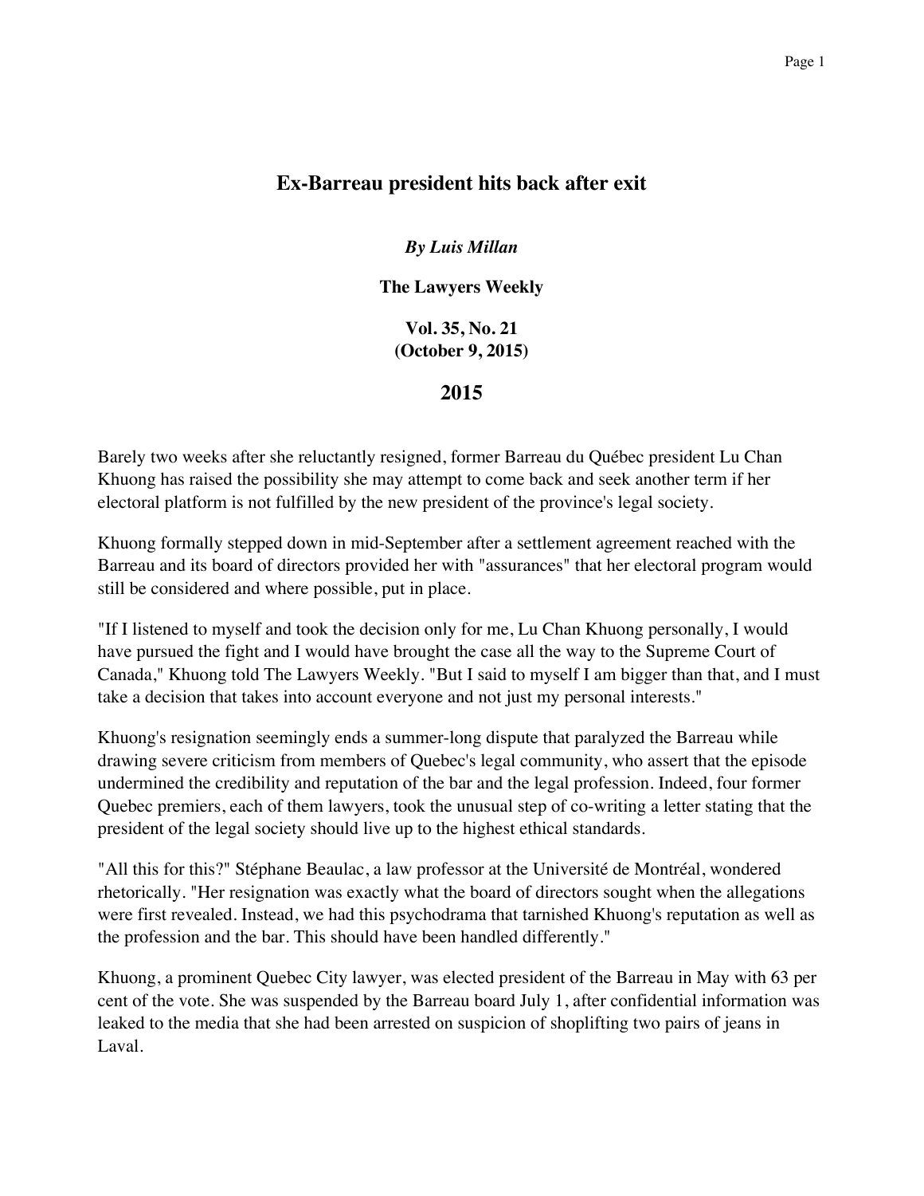# Ex-Barreau president hits back after exit

***By Luis Millan***

**The Lawyers Weekly**

**Vol. 35, No. 21**
**(October 9, 2015)**

## 2015

Barely two weeks after she reluctantly resigned, former Barreau du Québec president Lu Chan Khuong has raised the possibility she may attempt to come back and seek another term if her electoral platform is not fulfilled by the new president of the province's legal society.

Khuong formally stepped down in mid-September after a settlement agreement reached with the Barreau and its board of directors provided her with "assurances" that her electoral program would still be considered and where possible, put in place.

"If I listened to myself and took the decision only for me, Lu Chan Khuong personally, I would have pursued the fight and I would have brought the case all the way to the Supreme Court of Canada," Khuong told The Lawyers Weekly. "But I said to myself I am bigger than that, and I must take a decision that takes into account everyone and not just my personal interests."

Khuong's resignation seemingly ends a summer-long dispute that paralyzed the Barreau while drawing severe criticism from members of Quebec's legal community, who assert that the episode undermined the credibility and reputation of the bar and the legal profession. Indeed, four former Quebec premiers, each of them lawyers, took the unusual step of co-writing a letter stating that the president of the legal society should live up to the highest ethical standards.

"All this for this?" Stéphane Beaulac, a law professor at the Université de Montréal, wondered rhetorically. "Her resignation was exactly what the board of directors sought when the allegations were first revealed. Instead, we had this psychodrama that tarnished Khuong's reputation as well as the profession and the bar. This should have been handled differently."

Khuong, a prominent Quebec City lawyer, was elected president of the Barreau in May with 63 per cent of the vote. She was suspended by the Barreau board July 1, after confidential information was leaked to the media that she had been arrested on suspicion of shoplifting two pairs of jeans in Laval.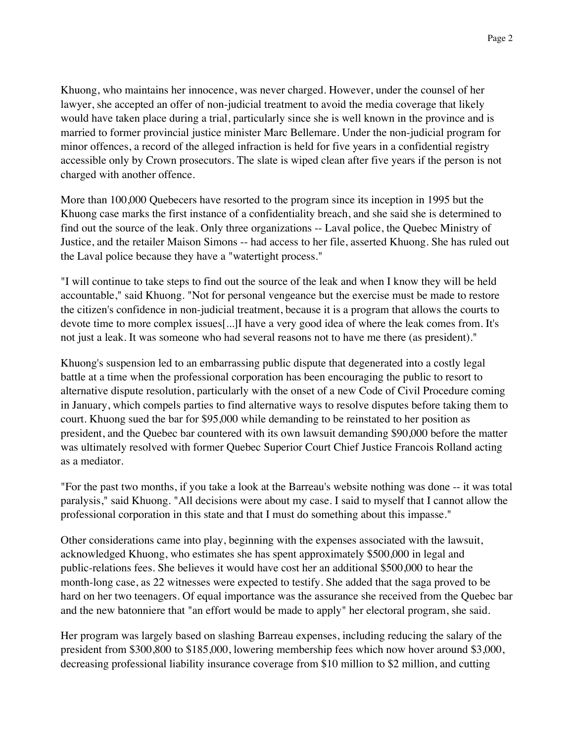Khuong, who maintains her innocence, was never charged. However, under the counsel of her lawyer, she accepted an offer of non-judicial treatment to avoid the media coverage that likely would have taken place during a trial, particularly since she is well known in the province and is married to former provincial justice minister Marc Bellemare. Under the non-judicial program for minor offences, a record of the alleged infraction is held for five years in a confidential registry accessible only by Crown prosecutors. The slate is wiped clean after five years if the person is not charged with another offence.

More than 100,000 Quebecers have resorted to the program since its inception in 1995 but the Khuong case marks the first instance of a confidentiality breach, and she said she is determined to find out the source of the leak. Only three organizations -- Laval police, the Quebec Ministry of Justice, and the retailer Maison Simons -- had access to her file, asserted Khuong. She has ruled out the Laval police because they have a "watertight process."

"I will continue to take steps to find out the source of the leak and when I know they will be held accountable," said Khuong. "Not for personal vengeance but the exercise must be made to restore the citizen's confidence in non-judicial treatment, because it is a program that allows the courts to devote time to more complex issues[...]I have a very good idea of where the leak comes from. It's not just a leak. It was someone who had several reasons not to have me there (as president)."

Khuong's suspension led to an embarrassing public dispute that degenerated into a costly legal battle at a time when the professional corporation has been encouraging the public to resort to alternative dispute resolution, particularly with the onset of a new Code of Civil Procedure coming in January, which compels parties to find alternative ways to resolve disputes before taking them to court. Khuong sued the bar for $95,000 while demanding to be reinstated to her position as president, and the Quebec bar countered with its own lawsuit demanding $90,000 before the matter was ultimately resolved with former Quebec Superior Court Chief Justice Francois Rolland acting as a mediator.

"For the past two months, if you take a look at the Barreau's website nothing was done -- it was total paralysis," said Khuong. "All decisions were about my case. I said to myself that I cannot allow the professional corporation in this state and that I must do something about this impasse."

Other considerations came into play, beginning with the expenses associated with the lawsuit, acknowledged Khuong, who estimates she has spent approximately $500,000 in legal and public-relations fees. She believes it would have cost her an additional $500,000 to hear the month-long case, as 22 witnesses were expected to testify. She added that the saga proved to be hard on her two teenagers. Of equal importance was the assurance she received from the Quebec bar and the new batonniere that "an effort would be made to apply" her electoral program, she said.

Her program was largely based on slashing Barreau expenses, including reducing the salary of the president from $300,800 to $185,000, lowering membership fees which now hover around $3,000, decreasing professional liability insurance coverage from $10 million to $2 million, and cutting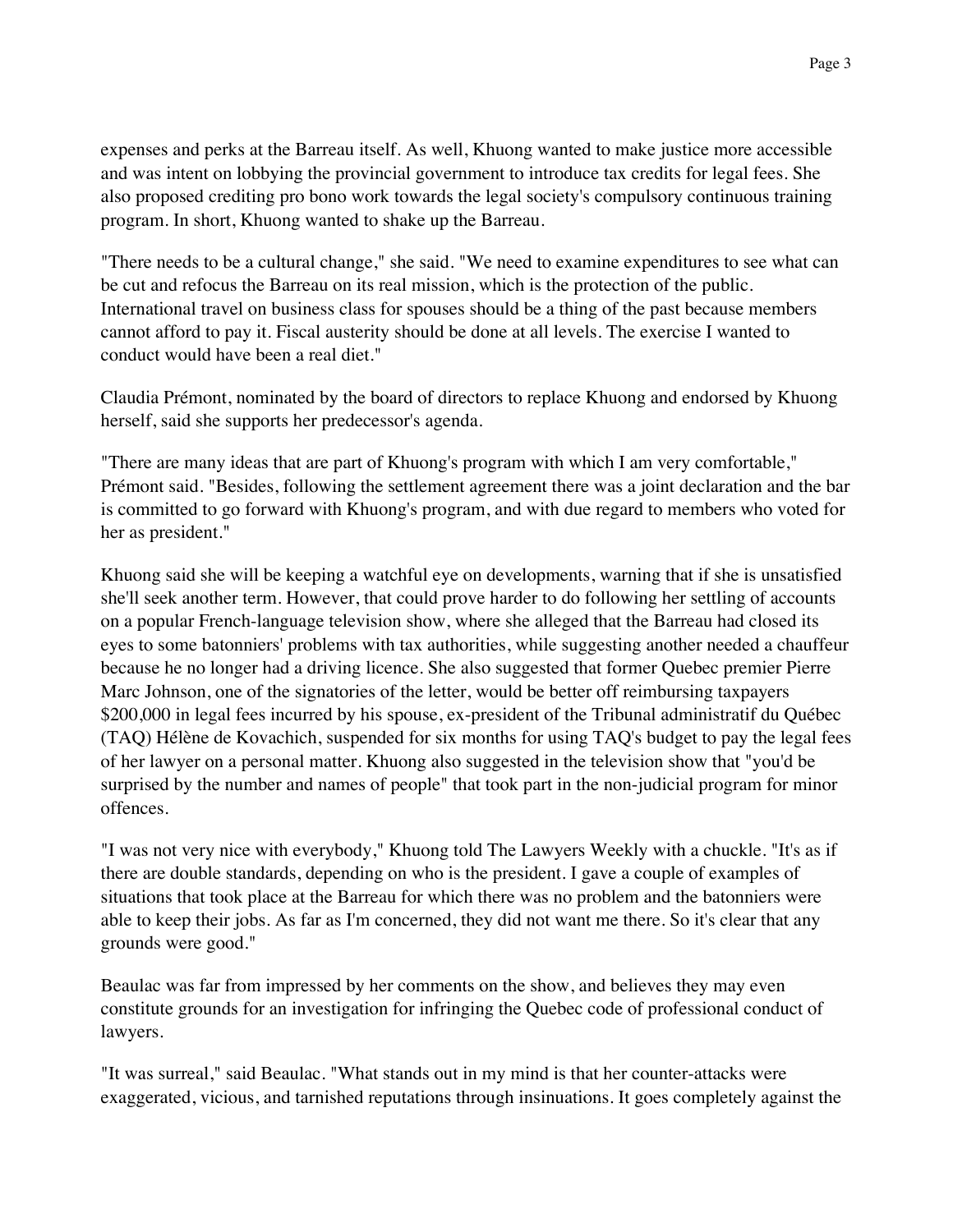expenses and perks at the Barreau itself. As well, Khuong wanted to make justice more accessible and was intent on lobbying the provincial government to introduce tax credits for legal fees. She also proposed crediting pro bono work towards the legal society's compulsory continuous training program. In short, Khuong wanted to shake up the Barreau.

"There needs to be a cultural change," she said. "We need to examine expenditures to see what can be cut and refocus the Barreau on its real mission, which is the protection of the public. International travel on business class for spouses should be a thing of the past because members cannot afford to pay it. Fiscal austerity should be done at all levels. The exercise I wanted to conduct would have been a real diet."

Claudia Prémont, nominated by the board of directors to replace Khuong and endorsed by Khuong herself, said she supports her predecessor's agenda.

"There are many ideas that are part of Khuong's program with which I am very comfortable," Prémont said. "Besides, following the settlement agreement there was a joint declaration and the bar is committed to go forward with Khuong's program, and with due regard to members who voted for her as president."

Khuong said she will be keeping a watchful eye on developments, warning that if she is unsatisfied she'll seek another term. However, that could prove harder to do following her settling of accounts on a popular French-language television show, where she alleged that the Barreau had closed its eyes to some batonniers' problems with tax authorities, while suggesting another needed a chauffeur because he no longer had a driving licence. She also suggested that former Quebec premier Pierre Marc Johnson, one of the signatories of the letter, would be better off reimbursing taxpayers $200,000 in legal fees incurred by his spouse, ex-president of the Tribunal administratif du Québec (TAQ) Hélène de Kovachich, suspended for six months for using TAQ's budget to pay the legal fees of her lawyer on a personal matter. Khuong also suggested in the television show that "you'd be surprised by the number and names of people" that took part in the non-judicial program for minor offences.

"I was not very nice with everybody," Khuong told The Lawyers Weekly with a chuckle. "It's as if there are double standards, depending on who is the president. I gave a couple of examples of situations that took place at the Barreau for which there was no problem and the batonniers were able to keep their jobs. As far as I'm concerned, they did not want me there. So it's clear that any grounds were good."

Beaulac was far from impressed by her comments on the show, and believes they may even constitute grounds for an investigation for infringing the Quebec code of professional conduct of lawyers.

"It was surreal," said Beaulac. "What stands out in my mind is that her counter-attacks were exaggerated, vicious, and tarnished reputations through insinuations. It goes completely against the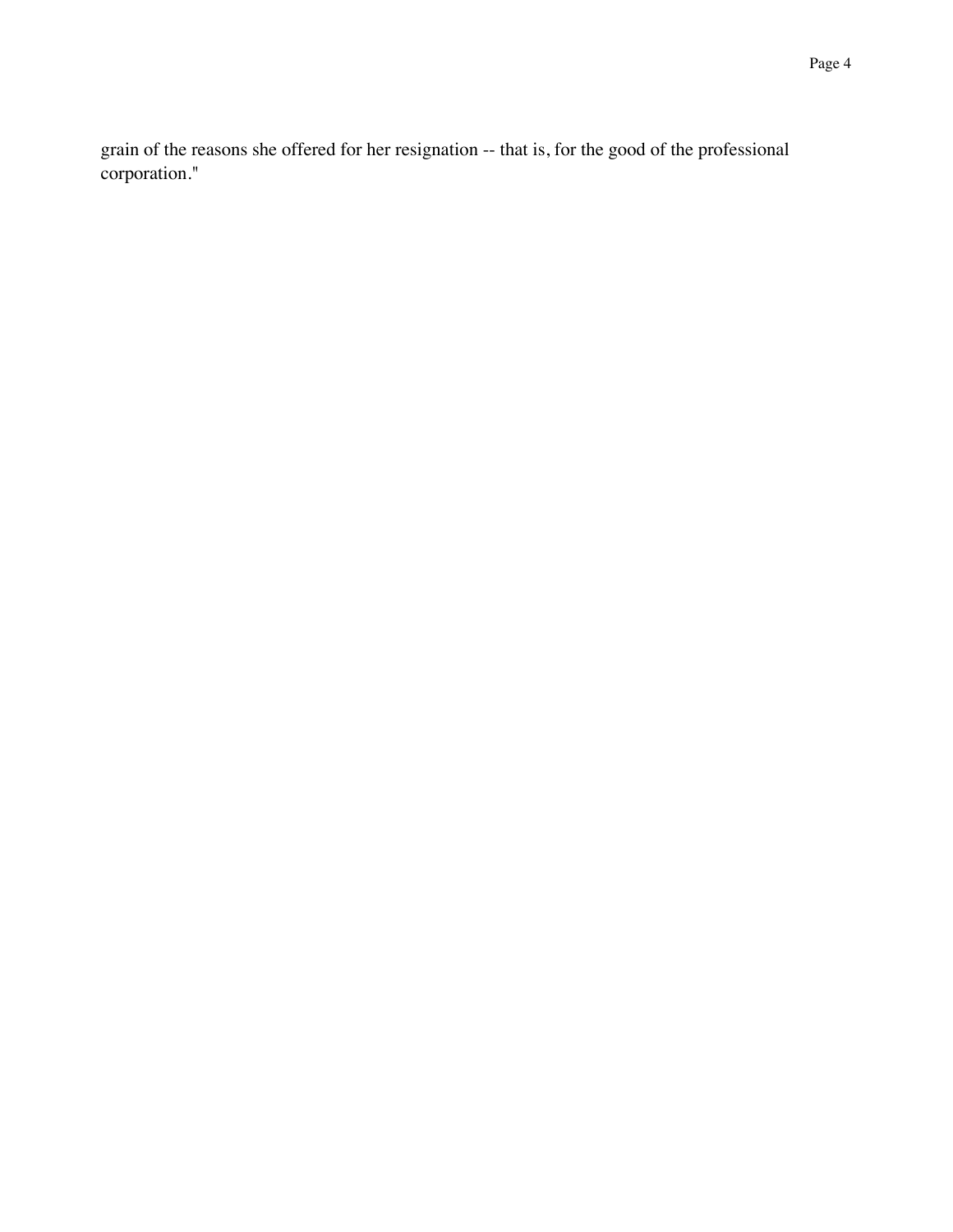grain of the reasons she offered for her resignation -- that is, for the good of the professional corporation."